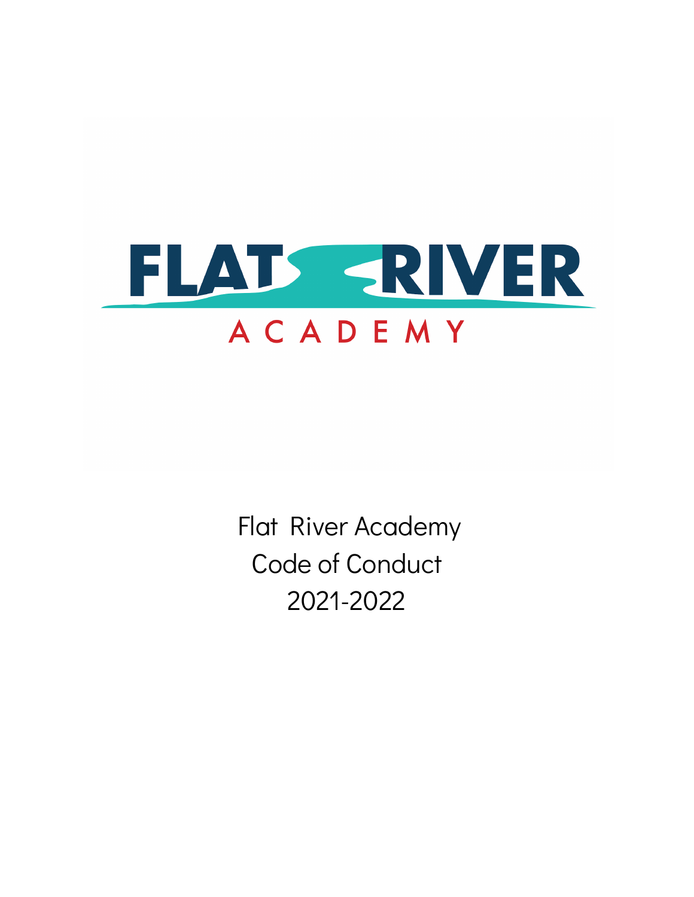# FLAT RIVER ACADEMY

Flat River Academy

Code of Conduct

2021-2022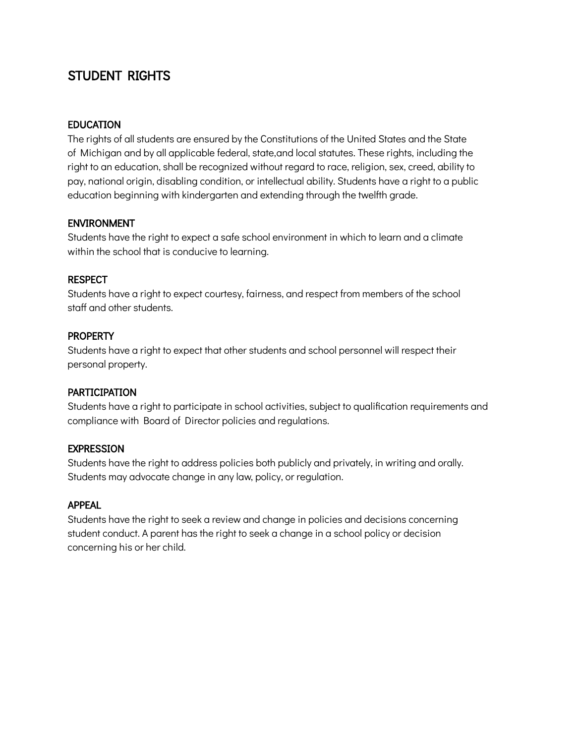# STUDENT RIGHTS

## EDUCATION

The rights of all students are ensured by the Constitutions of the United States and the State of Michigan and by all applicable federal, state,and local statutes. These rights, including the right to an education, shall be recognized without regard to race, religion, sex, creed, ability to pay, national origin, disabling condition, or intellectual ability. Students have a right to a public education beginning with kindergarten and extending through the twelfth grade.

## ENVIRONMENT

Students have the right to expect a safe school environment in which to learn and a climate within the school that is conducive to learning.

## RESPECT

Students have a right to expect courtesy, fairness, and respect from members of the school staff and other students.

## PROPERTY

Students have a right to expect that other students and school personnel will respect their personal property.

## PARTICIPATION

Students have a right to participate in school activities, subject to qualification requirements and compliance with Board of Director policies and regulations.

## EXPRESSION

Students have the right to address policies both publicly and privately, in writing and orally. Students may advocate change in any law, policy, or regulation.

## APPEAL

Students have the right to seek a review and change in policies and decisions concerning student conduct. A parent has the right to seek a change in a school policy or decision concerning his or her child.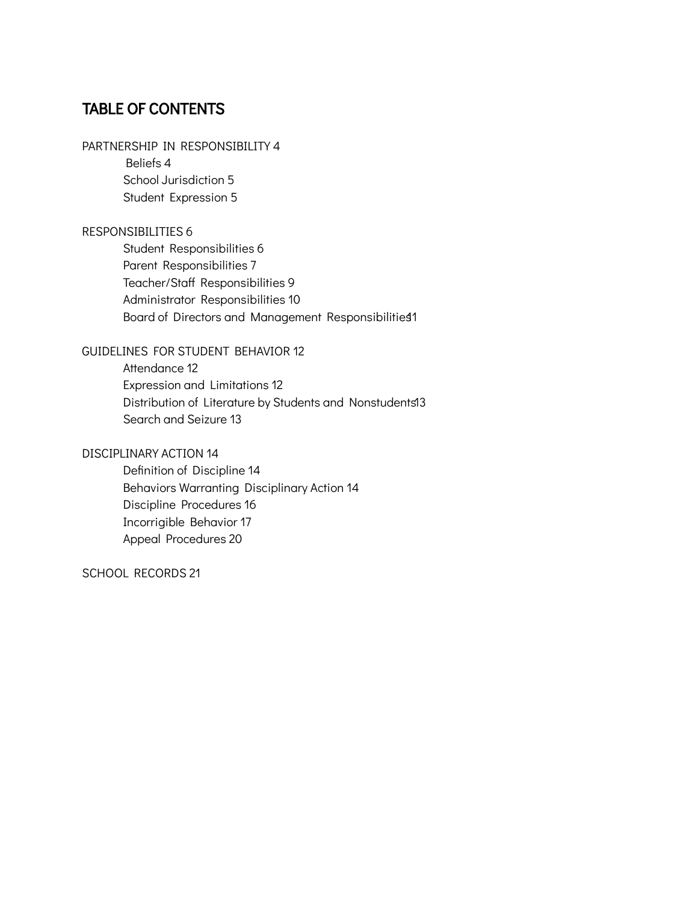# TABLE OF CONTENTS

PARTNERSHIP IN RESPONSIBILITY 4
- Beliefs 4
- School Jurisdiction 5
- Student Expression 5

RESPONSIBILITIES 6
- Student Responsibilities 6
- Parent Responsibilities 7
- Teacher/Staff Responsibilities 9
- Administrator Responsibilities 10
- Board of Directors and Management Responsibilities 11

GUIDELINES FOR STUDENT BEHAVIOR 12
- Attendance 12
- Expression and Limitations 12
- Distribution of Literature by Students and Nonstudents 13
- Search and Seizure 13

DISCIPLINARY ACTION 14
- Definition of Discipline 14
- Behaviors Warranting Disciplinary Action 14
- Discipline Procedures 16
- Incorrigible Behavior 17
- Appeal Procedures 20

SCHOOL RECORDS 21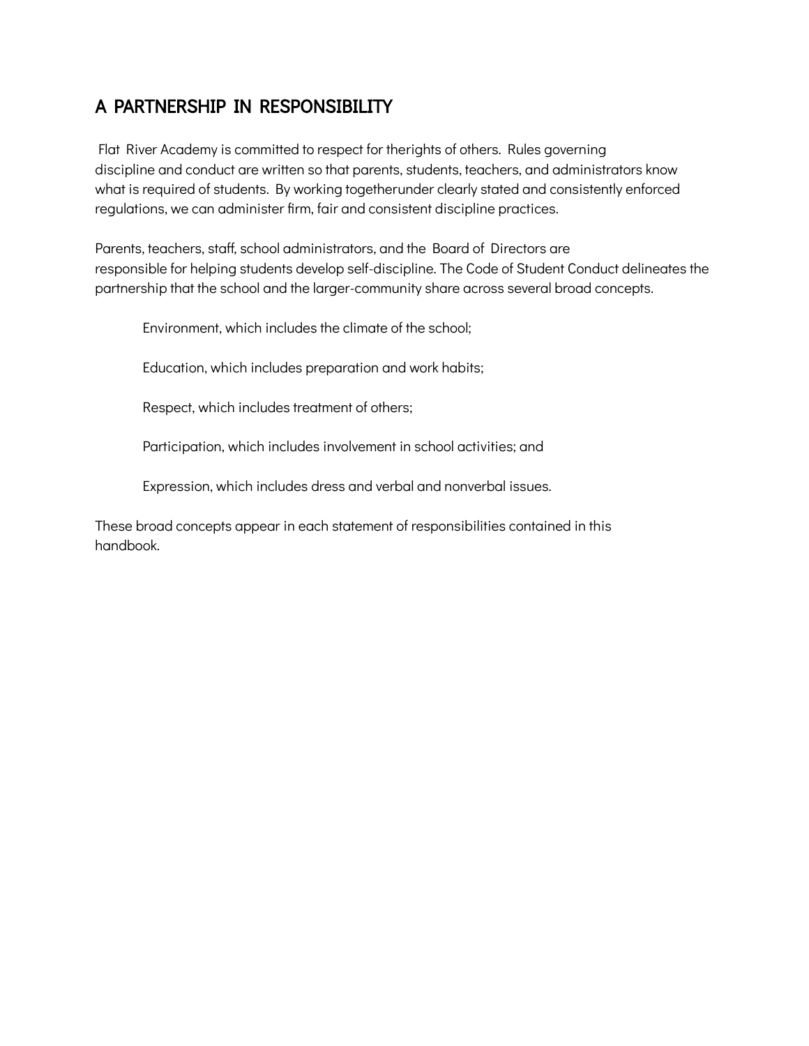## A PARTNERSHIP IN RESPONSIBILITY

Flat River Academy is committed to respect for therights of others. Rules governing discipline and conduct are written so that parents, students, teachers, and administrators know what is required of students. By working togetherunder clearly stated and consistently enforced regulations, we can administer firm, fair and consistent discipline practices.

Parents, teachers, staff, school administrators, and the Board of Directors are responsible for helping students develop self-discipline. The Code of Student Conduct delineates the partnership that the school and the larger-community share across several broad concepts.

Environment, which includes the climate of the school;

Education, which includes preparation and work habits;

Respect, which includes treatment of others;

Participation, which includes involvement in school activities; and

Expression, which includes dress and verbal and nonverbal issues.

These broad concepts appear in each statement of responsibilities contained in this handbook.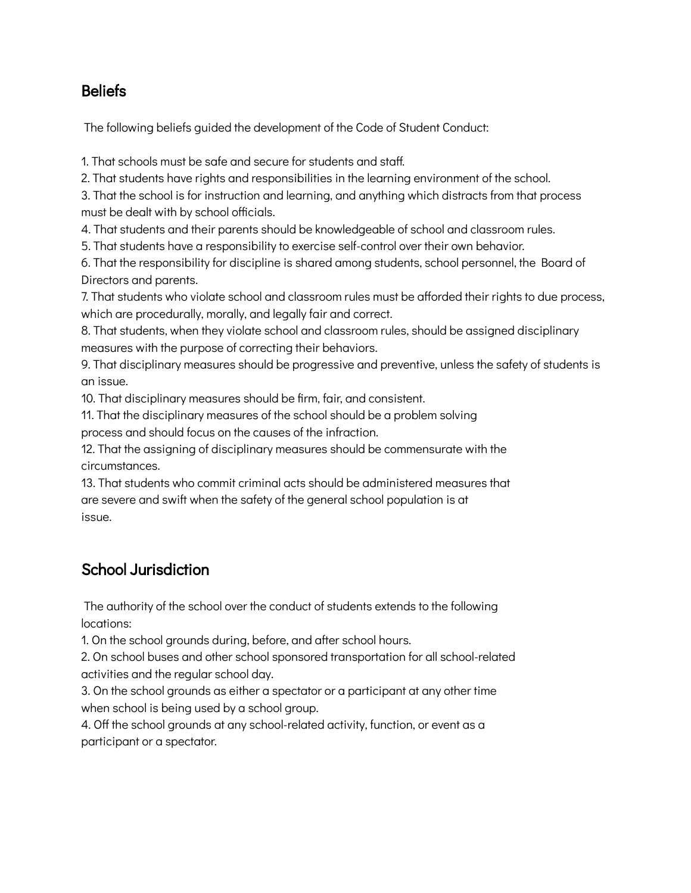## Beliefs

The following beliefs guided the development of the Code of Student Conduct:

1. That schools must be safe and secure for students and staff.
2. That students have rights and responsibilities in the learning environment of the school.
3. That the school is for instruction and learning, and anything which distracts from that process must be dealt with by school officials.
4. That students and their parents should be knowledgeable of school and classroom rules.
5. That students have a responsibility to exercise self-control over their own behavior.
6. That the responsibility for discipline is shared among students, school personnel, the Board of Directors and parents.
7. That students who violate school and classroom rules must be afforded their rights to due process, which are procedurally, morally, and legally fair and correct.
8. That students, when they violate school and classroom rules, should be assigned disciplinary measures with the purpose of correcting their behaviors.
9. That disciplinary measures should be progressive and preventive, unless the safety of students is an issue.
10. That disciplinary measures should be firm, fair, and consistent.
11. That the disciplinary measures of the school should be a problem solving process and should focus on the causes of the infraction.
12. That the assigning of disciplinary measures should be commensurate with the circumstances.
13. That students who commit criminal acts should be administered measures that are severe and swift when the safety of the general school population is at issue.

## School Jurisdiction

The authority of the school over the conduct of students extends to the following locations:

1. On the school grounds during, before, and after school hours.
2. On school buses and other school sponsored transportation for all school-related activities and the regular school day.
3. On the school grounds as either a spectator or a participant at any other time when school is being used by a school group.
4. Off the school grounds at any school-related activity, function, or event as a participant or a spectator.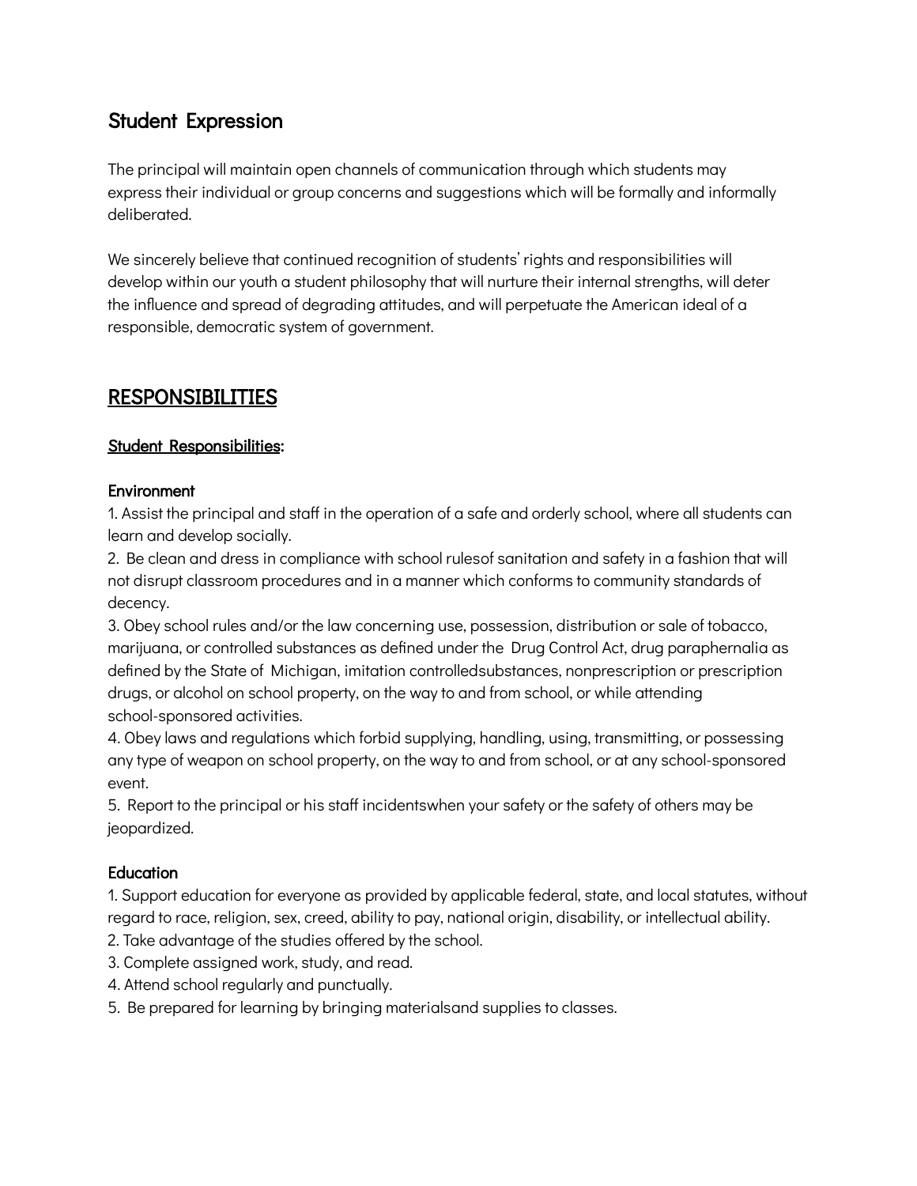## Student Expression

The principal will maintain open channels of communication through which students may express their individual or group concerns and suggestions which will be formally and informally deliberated.

We sincerely believe that continued recognition of students' rights and responsibilities will develop within our youth a student philosophy that will nurture their internal strengths, will deter the influence and spread of degrading attitudes, and will perpetuate the American ideal of a responsible, democratic system of government.

## RESPONSIBILITIES

### Student Responsibilities:

#### Environment

1. Assist the principal and staff in the operation of a safe and orderly school, where all students can learn and develop socially.
2. Be clean and dress in compliance with school rulesof sanitation and safety in a fashion that will not disrupt classroom procedures and in a manner which conforms to community standards of decency.
3. Obey school rules and/or the law concerning use, possession, distribution or sale of tobacco, marijuana, or controlled substances as defined under the Drug Control Act, drug paraphernalia as defined by the State of Michigan, imitation controlledsubstances, nonprescription or prescription drugs, or alcohol on school property, on the way to and from school, or while attending school-sponsored activities.
4. Obey laws and regulations which forbid supplying, handling, using, transmitting, or possessing any type of weapon on school property, on the way to and from school, or at any school-sponsored event.
5. Report to the principal or his staff incidentswhen your safety or the safety of others may be jeopardized.

#### Education

1. Support education for everyone as provided by applicable federal, state, and local statutes, without regard to race, religion, sex, creed, ability to pay, national origin, disability, or intellectual ability.
2. Take advantage of the studies offered by the school.
3. Complete assigned work, study, and read.
4. Attend school regularly and punctually.
5. Be prepared for learning by bringing materialsand supplies to classes.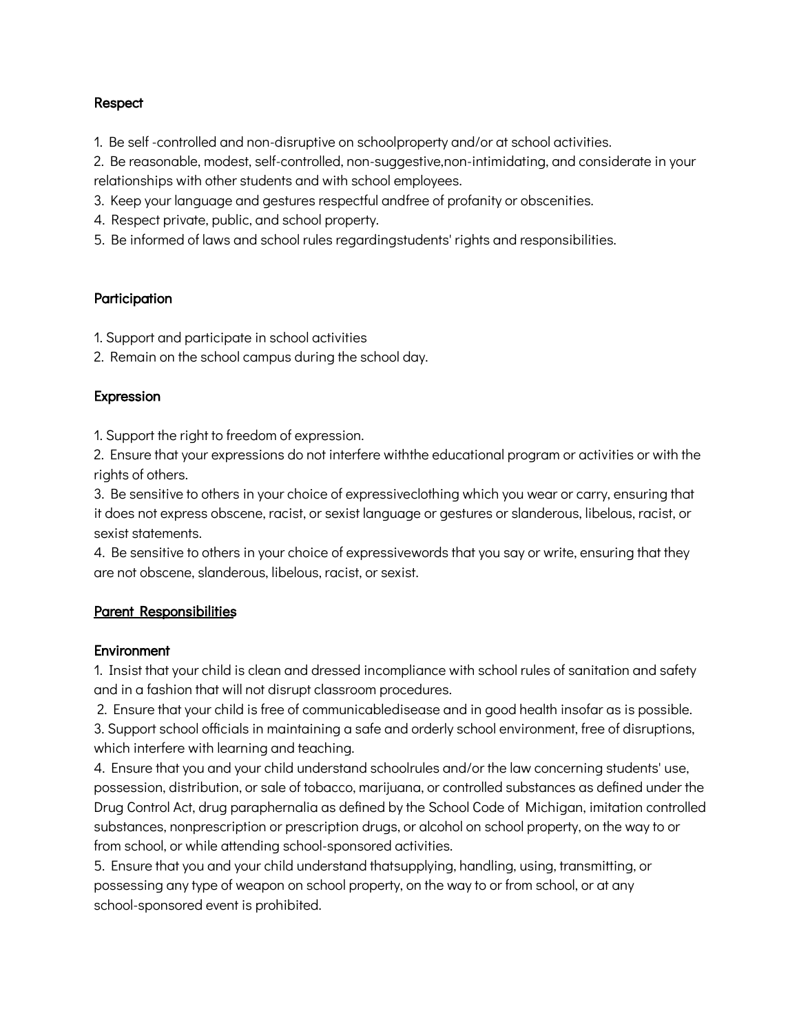### Respect

1. Be self -controlled and non-disruptive on schoolproperty and/or at school activities.
2. Be reasonable, modest, self-controlled, non-suggestive,non-intimidating, and considerate in your relationships with other students and with school employees.
3. Keep your language and gestures respectful andfree of profanity or obscenities.
4. Respect private, public, and school property.
5. Be informed of laws and school rules regardingstudents' rights and responsibilities.

### Participation

1. Support and participate in school activities
2. Remain on the school campus during the school day.

### Expression

1. Support the right to freedom of expression.
2. Ensure that your expressions do not interfere withthe educational program or activities or with the rights of others.
3. Be sensitive to others in your choice of expressiveclothing which you wear or carry, ensuring that it does not express obscene, racist, or sexist language or gestures or slanderous, libelous, racist, or sexist statements.
4. Be sensitive to others in your choice of expressivewords that you say or write, ensuring that they are not obscene, slanderous, libelous, racist, or sexist.

## <u>Parent Responsibilities</u>

### Environment

1. Insist that your child is clean and dressed incompliance with school rules of sanitation and safety and in a fashion that will not disrupt classroom procedures.
2. Ensure that your child is free of communicabledisease and in good health insofar as is possible.
3. Support school officials in maintaining a safe and orderly school environment, free of disruptions, which interfere with learning and teaching.
4. Ensure that you and your child understand schoolrules and/or the law concerning students' use, possession, distribution, or sale of tobacco, marijuana, or controlled substances as defined under the Drug Control Act, drug paraphernalia as defined by the School Code of Michigan, imitation controlled substances, nonprescription or prescription drugs, or alcohol on school property, on the way to or from school, or while attending school-sponsored activities.
5. Ensure that you and your child understand thatsupplying, handling, using, transmitting, or possessing any type of weapon on school property, on the way to or from school, or at any school-sponsored event is prohibited.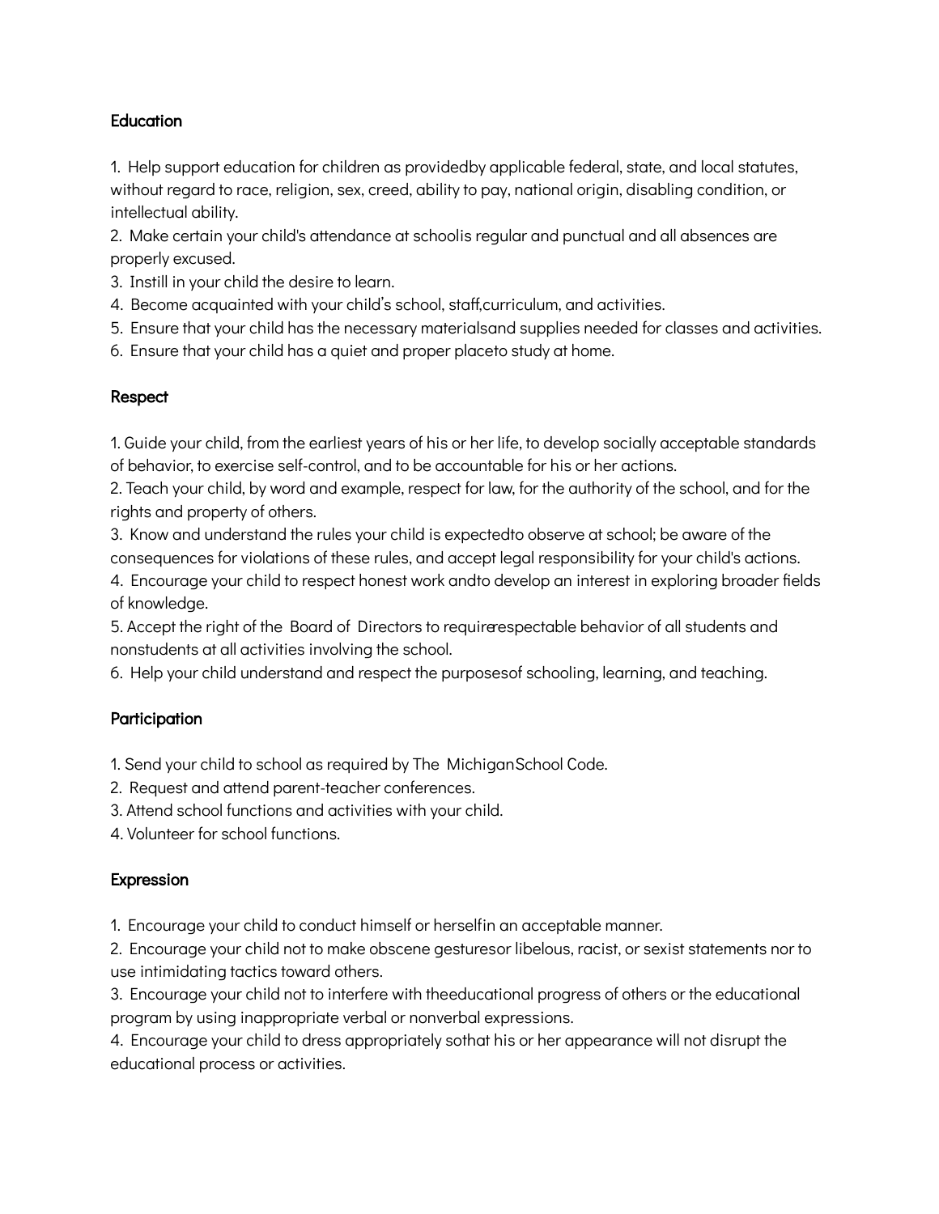**Education**

1. Help support education for children as providedby applicable federal, state, and local statutes, without regard to race, religion, sex, creed, ability to pay, national origin, disabling condition, or intellectual ability.
2. Make certain your child's attendance at schoolis regular and punctual and all absences are properly excused.
3. Instill in your child the desire to learn.
4. Become acquainted with your child's school, staff,curriculum, and activities.
5. Ensure that your child has the necessary materialsand supplies needed for classes and activities.
6. Ensure that your child has a quiet and proper placeto study at home.

**Respect**

1. Guide your child, from the earliest years of his or her life, to develop socially acceptable standards of behavior, to exercise self-control, and to be accountable for his or her actions.
2. Teach your child, by word and example, respect for law, for the authority of the school, and for the rights and property of others.
3. Know and understand the rules your child is expectedto observe at school; be aware of the consequences for violations of these rules, and accept legal responsibility for your child's actions.
4. Encourage your child to respect honest work andto develop an interest in exploring broader fields of knowledge.
5. Accept the right of the Board of Directors to requirerespectable behavior of all students and nonstudents at all activities involving the school.
6. Help your child understand and respect the purposesof schooling, learning, and teaching.

**Participation**

1. Send your child to school as required by The MichiganSchool Code.
2. Request and attend parent-teacher conferences.
3. Attend school functions and activities with your child.
4. Volunteer for school functions.

**Expression**

1. Encourage your child to conduct himself or herselfin an acceptable manner.
2. Encourage your child not to make obscene gesturesor libelous, racist, or sexist statements nor to use intimidating tactics toward others.
3. Encourage your child not to interfere with theeducational progress of others or the educational program by using inappropriate verbal or nonverbal expressions.
4. Encourage your child to dress appropriately sothat his or her appearance will not disrupt the educational process or activities.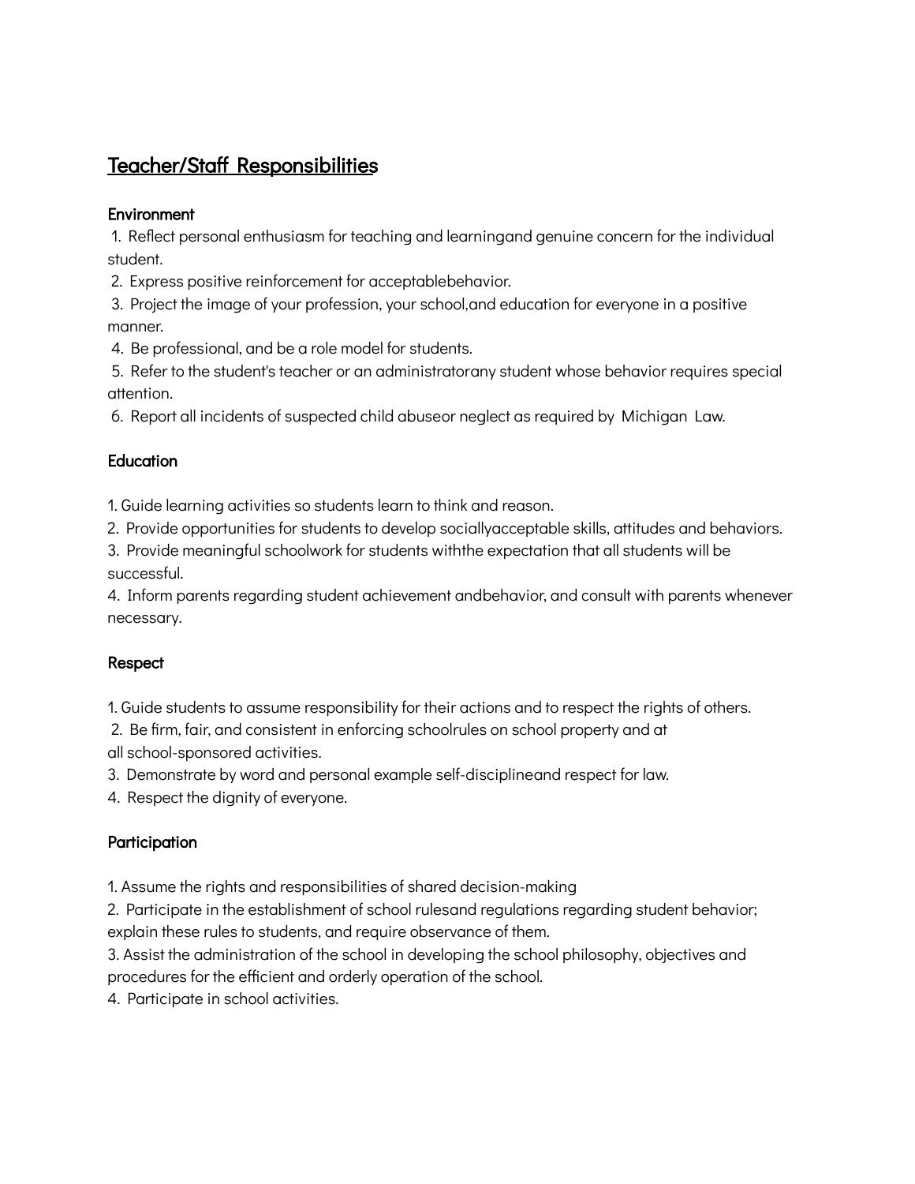## Teacher/Staff Responsibilities

**Environment**

1. Reflect personal enthusiasm for teaching and learningand genuine concern for the individual student.
2. Express positive reinforcement for acceptablebehavior.
3. Project the image of your profession, your school,and education for everyone in a positive manner.
4. Be professional, and be a role model for students.
5. Refer to the student's teacher or an administratorany student whose behavior requires special attention.
6. Report all incidents of suspected child abuseor neglect as required by Michigan Law.

**Education**

1. Guide learning activities so students learn to think and reason.
2. Provide opportunities for students to develop sociallyacceptable skills, attitudes and behaviors.
3. Provide meaningful schoolwork for students withthe expectation that all students will be successful.
4. Inform parents regarding student achievement andbehavior, and consult with parents whenever necessary.

**Respect**

1. Guide students to assume responsibility for their actions and to respect the rights of others.
2. Be firm, fair, and consistent in enforcing schoolrules on school property and at all school-sponsored activities.
3. Demonstrate by word and personal example self-disciplineand respect for law.
4. Respect the dignity of everyone.

**Participation**

1. Assume the rights and responsibilities of shared decision-making
2. Participate in the establishment of school rulesand regulations regarding student behavior; explain these rules to students, and require observance of them.
3. Assist the administration of the school in developing the school philosophy, objectives and procedures for the efficient and orderly operation of the school.
4. Participate in school activities.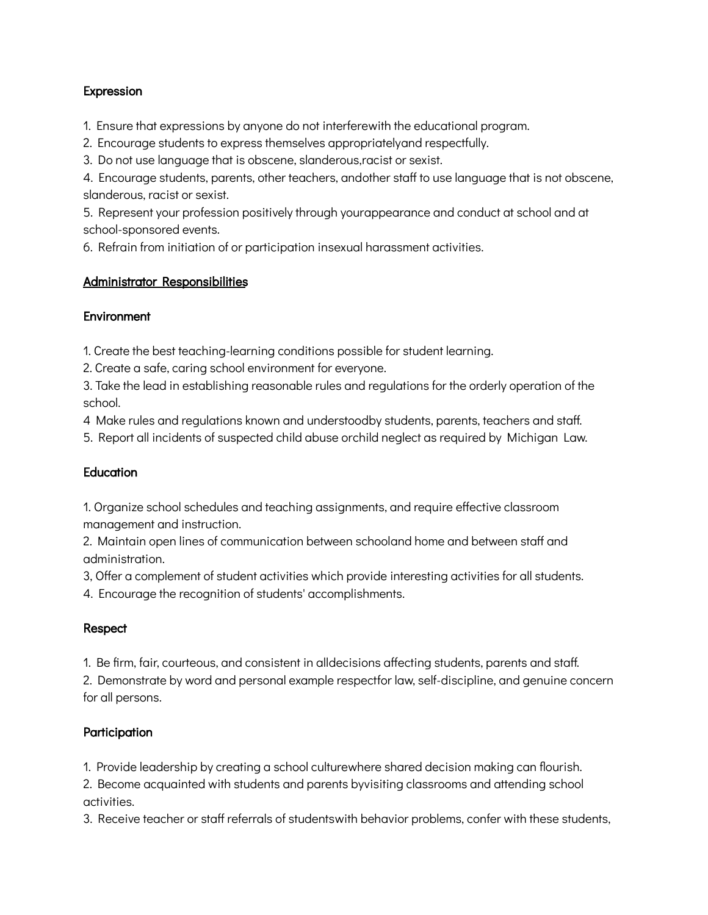### Expression

1. Ensure that expressions by anyone do not interferewith the educational program.
2. Encourage students to express themselves appropriatelyand respectfully.
3. Do not use language that is obscene, slanderous,racist or sexist.
4. Encourage students, parents, other teachers, andother staff to use language that is not obscene, slanderous, racist or sexist.
5. Represent your profession positively through yourappearance and conduct at school and at school-sponsored events.
6. Refrain from initiation of or participation insexual harassment activities.

## Administrator Responsibilities

### Environment

1. Create the best teaching-learning conditions possible for student learning.
2. Create a safe, caring school environment for everyone.
3. Take the lead in establishing reasonable rules and regulations for the orderly operation of the school.
4 Make rules and regulations known and understoodby students, parents, teachers and staff.
5. Report all incidents of suspected child abuse orchild neglect as required by Michigan Law.

### Education

1. Organize school schedules and teaching assignments, and require effective classroom management and instruction.
2. Maintain open lines of communication between schooland home and between staff and administration.
3, Offer a complement of student activities which provide interesting activities for all students.
4. Encourage the recognition of students' accomplishments.

### Respect

1. Be firm, fair, courteous, and consistent in alldecisions affecting students, parents and staff.
2. Demonstrate by word and personal example respectfor law, self-discipline, and genuine concern for all persons.

### Participation

1. Provide leadership by creating a school culturewhere shared decision making can flourish.
2. Become acquainted with students and parents byvisiting classrooms and attending school activities.
3. Receive teacher or staff referrals of studentswith behavior problems, confer with these students,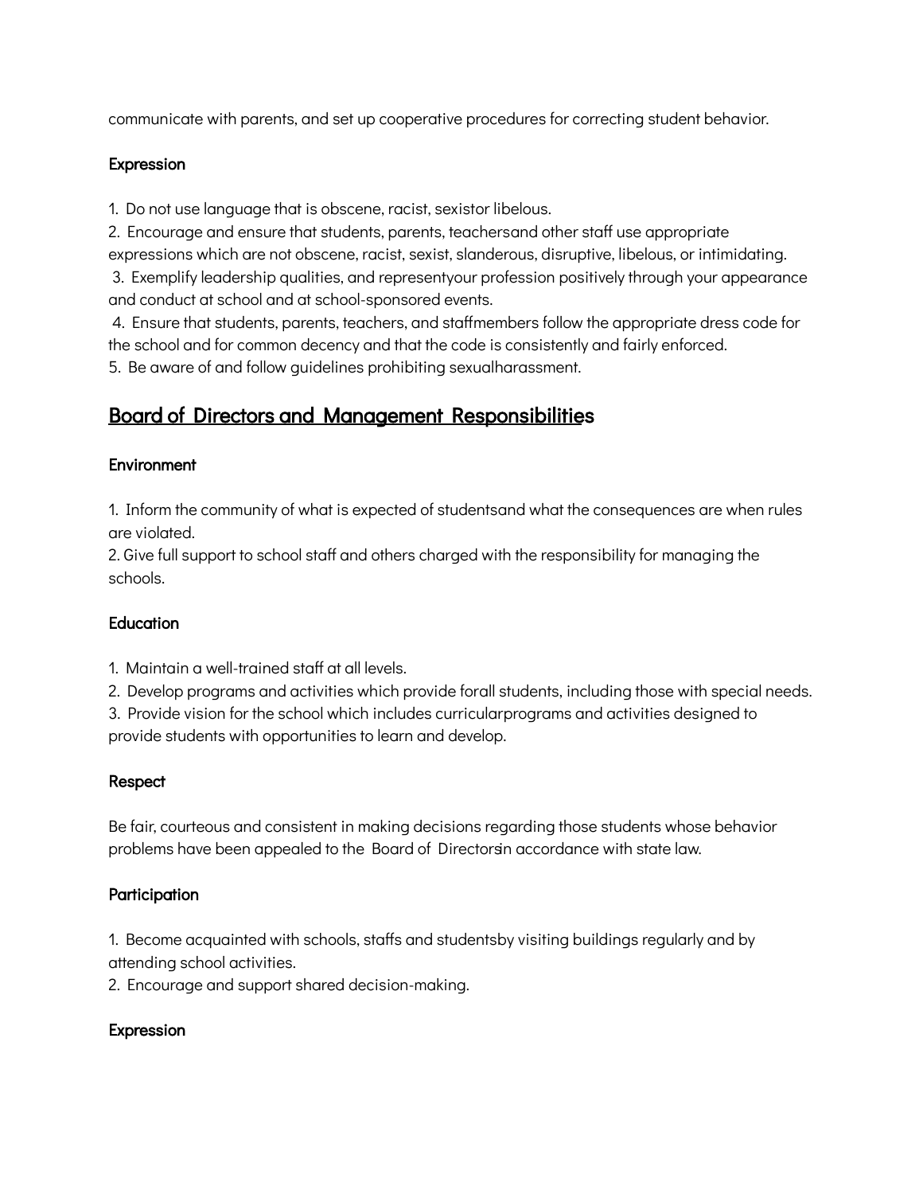communicate with parents, and set up cooperative procedures for correcting student behavior.

### Expression

1. Do not use language that is obscene, racist, sexistor libelous.
2. Encourage and ensure that students, parents, teachersand other staff use appropriate expressions which are not obscene, racist, sexist, slanderous, disruptive, libelous, or intimidating.
3. Exemplify leadership qualities, and representyour profession positively through your appearance and conduct at school and at school-sponsored events.
4. Ensure that students, parents, teachers, and staffmembers follow the appropriate dress code for the school and for common decency and that the code is consistently and fairly enforced.
5. Be aware of and follow guidelines prohibiting sexualharassment.

## Board of Directors and Management Responsibilities

### Environment

1. Inform the community of what is expected of studentsand what the consequences are when rules are violated.
2. Give full support to school staff and others charged with the responsibility for managing the schools.

### Education

1. Maintain a well-trained staff at all levels.
2. Develop programs and activities which provide forall students, including those with special needs.
3. Provide vision for the school which includes curricularprograms and activities designed to provide students with opportunities to learn and develop.

### Respect

Be fair, courteous and consistent in making decisions regarding those students whose behavior problems have been appealed to the Board of Directorsin accordance with state law.

### Participation

1. Become acquainted with schools, staffs and studentsby visiting buildings regularly and by attending school activities.
2. Encourage and support shared decision-making.

### Expression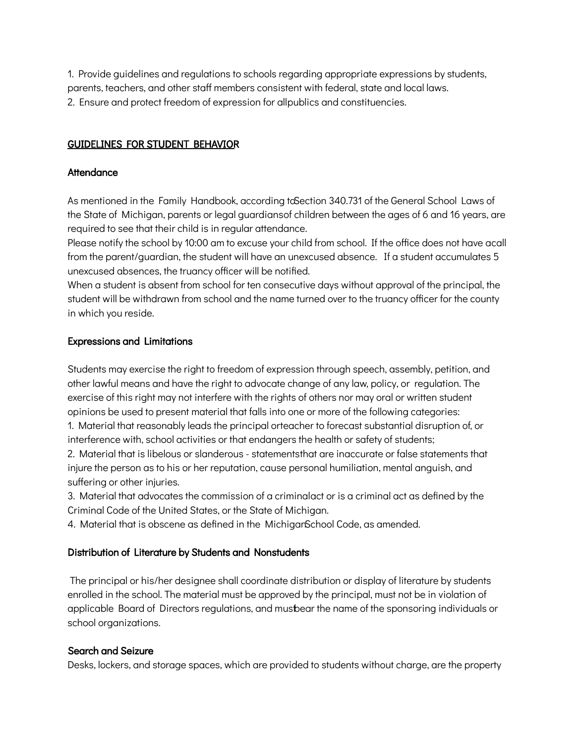1. Provide guidelines and regulations to schools regarding appropriate expressions by students, parents, teachers, and other staff members consistent with federal, state and local laws.
2. Ensure and protect freedom of expression for allpublics and constituencies.

## GUIDELINES FOR STUDENT BEHAVIOR

### Attendance

As mentioned in the Family Handbook, according toSection 340.731 of the General School Laws of the State of Michigan, parents or legal guardiansof children between the ages of 6 and 16 years, are required to see that their child is in regular attendance.

Please notify the school by 10:00 am to excuse your child from school. If the office does not have acall from the parent/guardian, the student will have an unexcused absence. If a student accumulates 5 unexcused absences, the truancy officer will be notified.

When a student is absent from school for ten consecutive days without approval of the principal, the student will be withdrawn from school and the name turned over to the truancy officer for the county in which you reside.

### Expressions and Limitations

Students may exercise the right to freedom of expression through speech, assembly, petition, and other lawful means and have the right to advocate change of any law, policy, or regulation. The exercise of this right may not interfere with the rights of others nor may oral or written student opinions be used to present material that falls into one or more of the following categories:

1. Material that reasonably leads the principal orteacher to forecast substantial disruption of, or interference with, school activities or that endangers the health or safety of students;
2. Material that is libelous or slanderous - statementsthat are inaccurate or false statements that injure the person as to his or her reputation, cause personal humiliation, mental anguish, and suffering or other injuries.
3. Material that advocates the commission of a criminalact or is a criminal act as defined by the Criminal Code of the United States, or the State of Michigan.
4. Material that is obscene as defined in the MichiganSchool Code, as amended.

### Distribution of Literature by Students and Nonstudents

The principal or his/her designee shall coordinate distribution or display of literature by students enrolled in the school. The material must be approved by the principal, must not be in violation of applicable Board of Directors regulations, and mustbear the name of the sponsoring individuals or school organizations.

### Search and Seizure

Desks, lockers, and storage spaces, which are provided to students without charge, are the property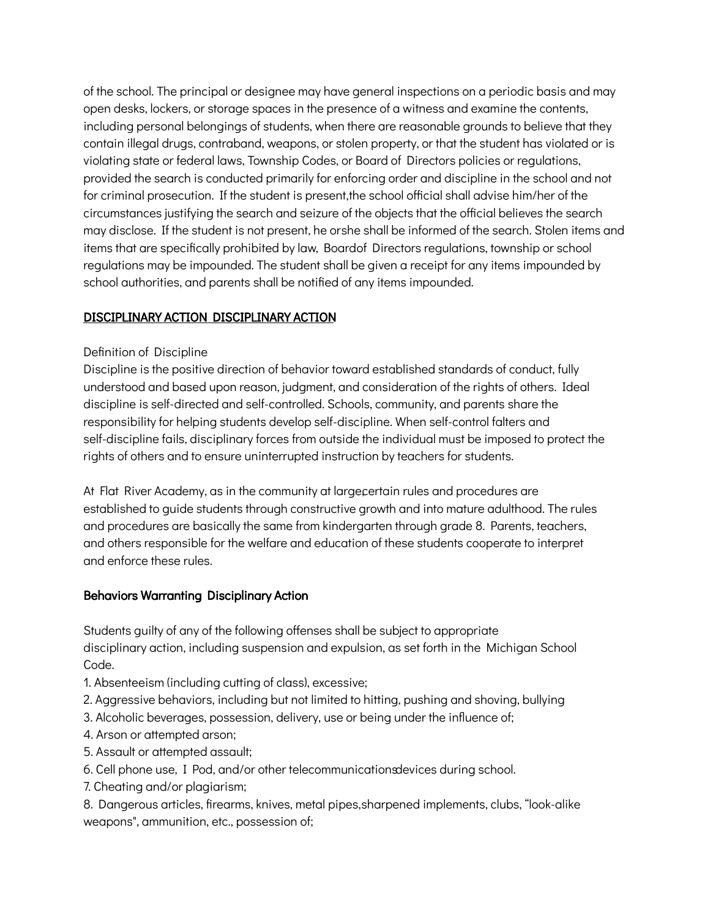of the school. The principal or designee may have general inspections on a periodic basis and may open desks, lockers, or storage spaces in the presence of a witness and examine the contents, including personal belongings of students, when there are reasonable grounds to believe that they contain illegal drugs, contraband, weapons, or stolen property, or that the student has violated or is violating state or federal laws, Township Codes, or Board of Directors policies or regulations, provided the search is conducted primarily for enforcing order and discipline in the school and not for criminal prosecution. If the student is present,the school official shall advise him/her of the circumstances justifying the search and seizure of the objects that the official believes the search may disclose. If the student is not present, he orshe shall be informed of the search. Stolen items and items that are specifically prohibited by law, Boardof Directors regulations, township or school regulations may be impounded. The student shall be given a receipt for any items impounded by school authorities, and parents shall be notified of any items impounded.

## DISCIPLINARY ACTION DISCIPLINARY ACTION

Definition of Discipline

Discipline is the positive direction of behavior toward established standards of conduct, fully understood and based upon reason, judgment, and consideration of the rights of others. Ideal discipline is self-directed and self-controlled. Schools, community, and parents share the responsibility for helping students develop self-discipline. When self-control falters and self-discipline fails, disciplinary forces from outside the individual must be imposed to protect the rights of others and to ensure uninterrupted instruction by teachers for students.

At Flat River Academy, as in the community at large,certain rules and procedures are established to guide students through constructive growth and into mature adulthood. The rules and procedures are basically the same from kindergarten through grade 8. Parents, teachers, and others responsible for the welfare and education of these students cooperate to interpret and enforce these rules.

### Behaviors Warranting Disciplinary Action

Students guilty of any of the following offenses shall be subject to appropriate disciplinary action, including suspension and expulsion, as set forth in the Michigan School Code.

1. Absenteeism (including cutting of class), excessive;
2. Aggressive behaviors, including but not limited to hitting, pushing and shoving, bullying
3. Alcoholic beverages, possession, delivery, use or being under the influence of;
4. Arson or attempted arson;
5. Assault or attempted assault;
6. Cell phone use, I Pod, and/or other telecommunicationsdevices during school.
7. Cheating and/or plagiarism;
8. Dangerous articles, firearms, knives, metal pipes,sharpened implements, clubs, "look-alike weapons", ammunition, etc., possession of;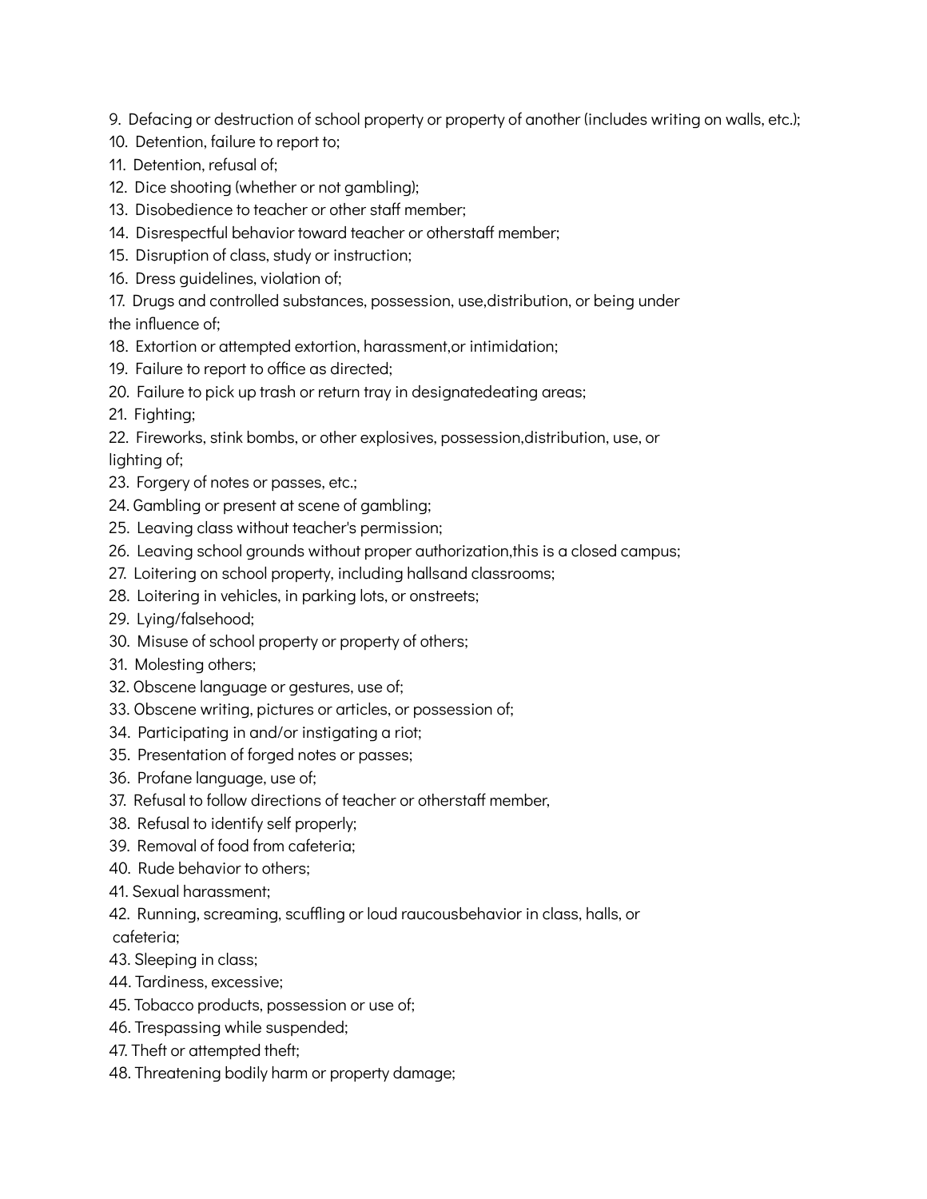9. Defacing or destruction of school property or property of another (includes writing on walls, etc.);
10. Detention, failure to report to;
11. Detention, refusal of;
12. Dice shooting (whether or not gambling);
13. Disobedience to teacher or other staff member;
14. Disrespectful behavior toward teacher or otherstaff member;
15. Disruption of class, study or instruction;
16. Dress guidelines, violation of;
17. Drugs and controlled substances, possession, use,distribution, or being under the influence of;
18. Extortion or attempted extortion, harassment,or intimidation;
19. Failure to report to office as directed;
20. Failure to pick up trash or return tray in designatedeating areas;
21. Fighting;
22. Fireworks, stink bombs, or other explosives, possession,distribution, use, or lighting of;
23. Forgery of notes or passes, etc.;
24. Gambling or present at scene of gambling;
25. Leaving class without teacher's permission;
26. Leaving school grounds without proper authorization,this is a closed campus;
27. Loitering on school property, including hallsand classrooms;
28. Loitering in vehicles, in parking lots, or onstreets;
29. Lying/falsehood;
30. Misuse of school property or property of others;
31. Molesting others;
32. Obscene language or gestures, use of;
33. Obscene writing, pictures or articles, or possession of;
34. Participating in and/or instigating a riot;
35. Presentation of forged notes or passes;
36. Profane language, use of;
37. Refusal to follow directions of teacher or otherstaff member,
38. Refusal to identify self properly;
39. Removal of food from cafeteria;
40. Rude behavior to others;
41. Sexual harassment;
42. Running, screaming, scuffling or loud raucousbehavior in class, halls, or cafeteria;
43. Sleeping in class;
44. Tardiness, excessive;
45. Tobacco products, possession or use of;
46. Trespassing while suspended;
47. Theft or attempted theft;
48. Threatening bodily harm or property damage;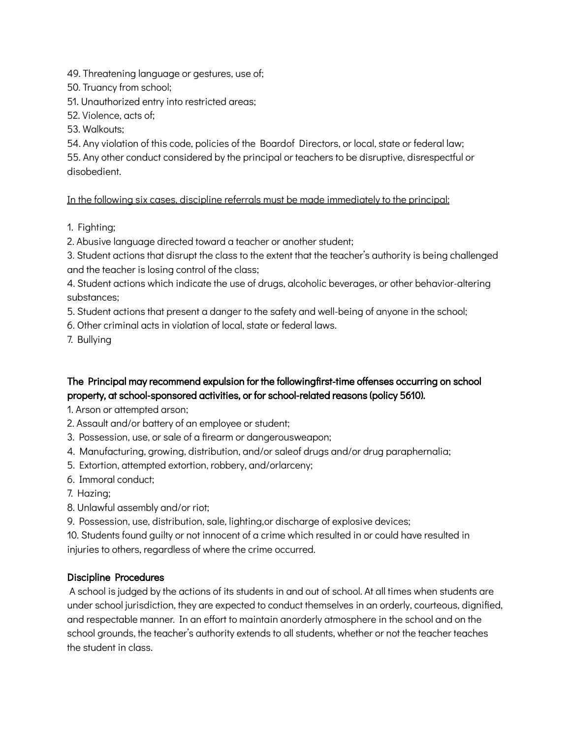49. Threatening language or gestures, use of;
50. Truancy from school;
51. Unauthorized entry into restricted areas;
52. Violence, acts of;
53. Walkouts;
54. Any violation of this code, policies of the Boardof Directors, or local, state or federal law;
55. Any other conduct considered by the principal or teachers to be disruptive, disrespectful or disobedient.

<u>In the following six cases, discipline referrals must be made immediately to the principal:</u>

1. Fighting;
2. Abusive language directed toward a teacher or another student;
3. Student actions that disrupt the class to the extent that the teacher's authority is being challenged and the teacher is losing control of the class;
4. Student actions which indicate the use of drugs, alcoholic beverages, or other behavior-altering substances;
5. Student actions that present a danger to the safety and well-being of anyone in the school;
6. Other criminal acts in violation of local, state or federal laws.
7. Bullying

### The Principal may recommend expulsion for the followingfirst-time offenses occurring on school property, at school-sponsored activities, or for school-related reasons (policy 5610).

1. Arson or attempted arson;
2. Assault and/or battery of an employee or student;
3. Possession, use, or sale of a firearm or dangerousweapon;
4. Manufacturing, growing, distribution, and/or saleof drugs and/or drug paraphernalia;
5. Extortion, attempted extortion, robbery, and/orlarceny;
6. Immoral conduct;
7. Hazing;
8. Unlawful assembly and/or riot;
9. Possession, use, distribution, sale, lighting,or discharge of explosive devices;
10. Students found guilty or not innocent of a crime which resulted in or could have resulted in injuries to others, regardless of where the crime occurred.

### Discipline Procedures

A school is judged by the actions of its students in and out of school. At all times when students are under school jurisdiction, they are expected to conduct themselves in an orderly, courteous, dignified, and respectable manner. In an effort to maintain anorderly atmosphere in the school and on the school grounds, the teacher's authority extends to all students, whether or not the teacher teaches the student in class.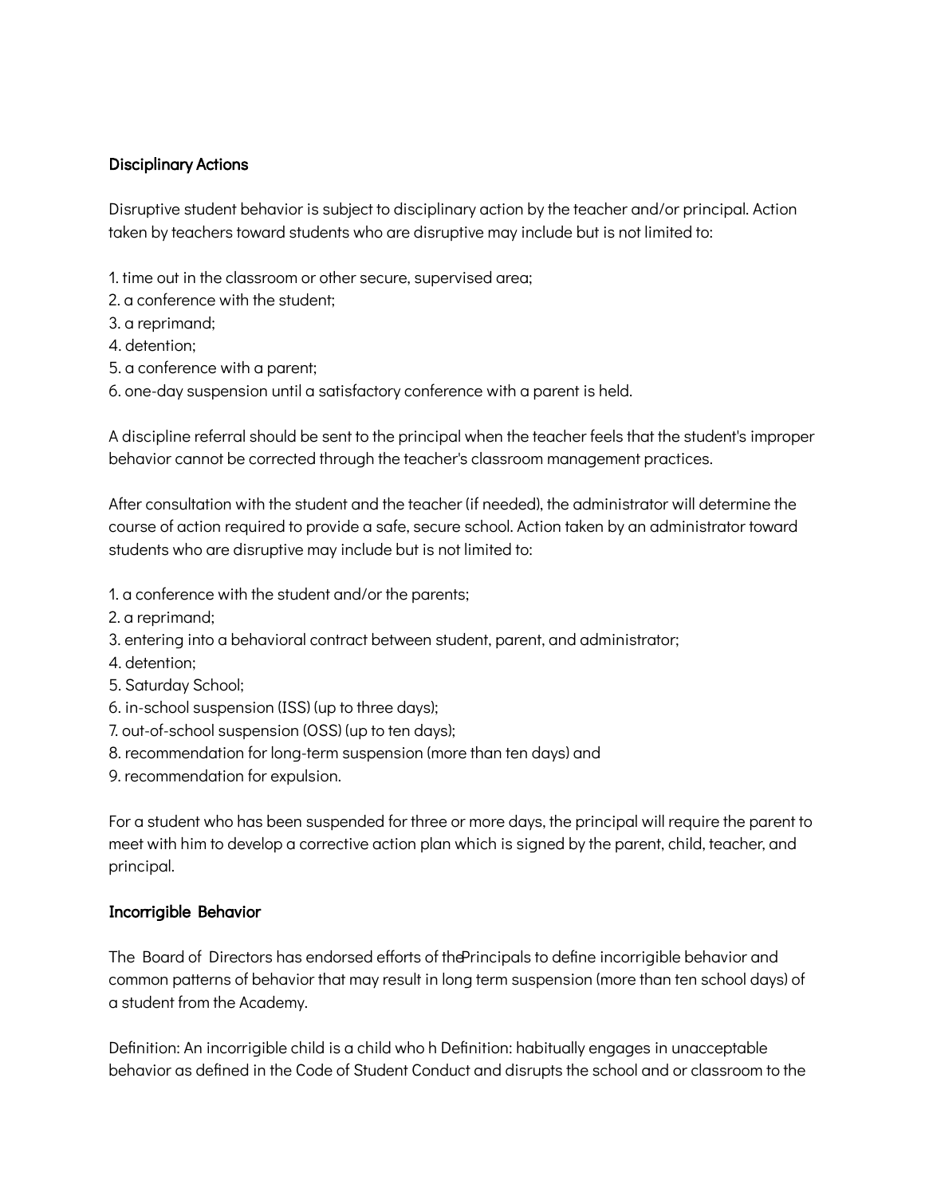**Disciplinary Actions**

Disruptive student behavior is subject to disciplinary action by the teacher and/or principal. Action taken by teachers toward students who are disruptive may include but is not limited to:

1. time out in the classroom or other secure, supervised area;
2. a conference with the student;
3. a reprimand;
4. detention;
5. a conference with a parent;
6. one-day suspension until a satisfactory conference with a parent is held.

A discipline referral should be sent to the principal when the teacher feels that the student's improper behavior cannot be corrected through the teacher's classroom management practices.

After consultation with the student and the teacher (if needed), the administrator will determine the course of action required to provide a safe, secure school. Action taken by an administrator toward students who are disruptive may include but is not limited to:

1. a conference with the student and/or the parents;
2. a reprimand;
3. entering into a behavioral contract between student, parent, and administrator;
4. detention;
5. Saturday School;
6. in-school suspension (ISS) (up to three days);
7. out-of-school suspension (OSS) (up to ten days);
8. recommendation for long-term suspension (more than ten days) and
9. recommendation for expulsion.

For a student who has been suspended for three or more days, the principal will require the parent to meet with him to develop a corrective action plan which is signed by the parent, child, teacher, and principal.

**Incorrigible Behavior**

The Board of Directors has endorsed efforts of thePrincipals to define incorrigible behavior and common patterns of behavior that may result in long term suspension (more than ten school days) of a student from the Academy.

Definition: An incorrigible child is a child who h Definition: habitually engages in unacceptable behavior as defined in the Code of Student Conduct and disrupts the school and or classroom to the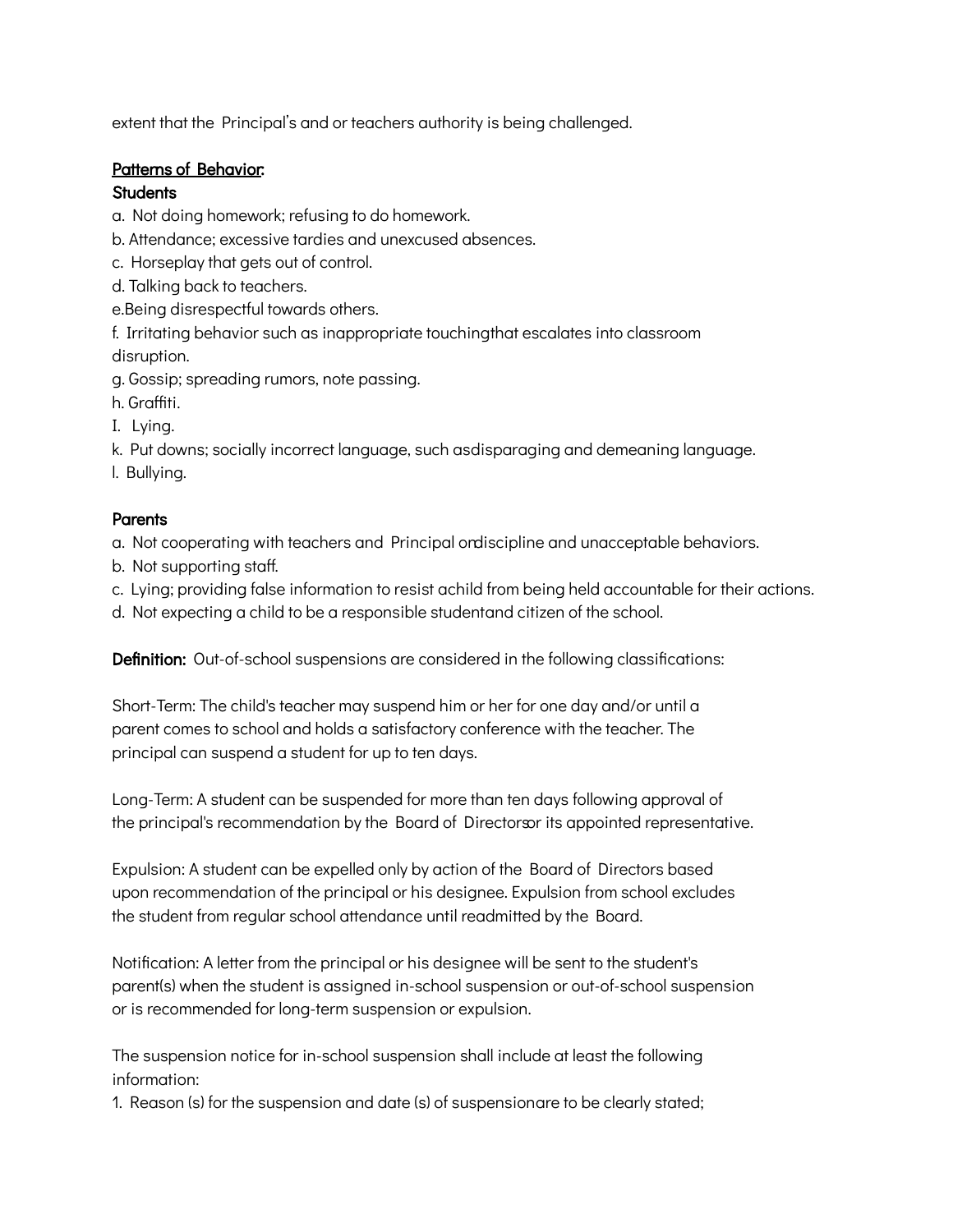extent that the Principal's and or teachers authority is being challenged.

**Patterns of Behavior:**

**Students**

a. Not doing homework; refusing to do homework.
b. Attendance; excessive tardies and unexcused absences.
c. Horseplay that gets out of control.
d. Talking back to teachers.
e.Being disrespectful towards others.
f. Irritating behavior such as inappropriate touchingthat escalates into classroom disruption.
g. Gossip; spreading rumors, note passing.
h. Graffiti.
I. Lying.
k. Put downs; socially incorrect language, such asdisparaging and demeaning language.
l. Bullying.

**Parents**

a. Not cooperating with teachers and Principal ondiscipline and unacceptable behaviors.
b. Not supporting staff.
c. Lying; providing false information to resist achild from being held accountable for their actions.
d. Not expecting a child to be a responsible studentand citizen of the school.

**Definition:** Out-of-school suspensions are considered in the following classifications:

Short-Term: The child's teacher may suspend him or her for one day and/or until a parent comes to school and holds a satisfactory conference with the teacher. The principal can suspend a student for up to ten days.

Long-Term: A student can be suspended for more than ten days following approval of the principal's recommendation by the Board of Directorsor its appointed representative.

Expulsion: A student can be expelled only by action of the Board of Directors based upon recommendation of the principal or his designee. Expulsion from school excludes the student from regular school attendance until readmitted by the Board.

Notification: A letter from the principal or his designee will be sent to the student's parent(s) when the student is assigned in-school suspension or out-of-school suspension or is recommended for long-term suspension or expulsion.

The suspension notice for in-school suspension shall include at least the following information:

1. Reason (s) for the suspension and date (s) of suspensionare to be clearly stated;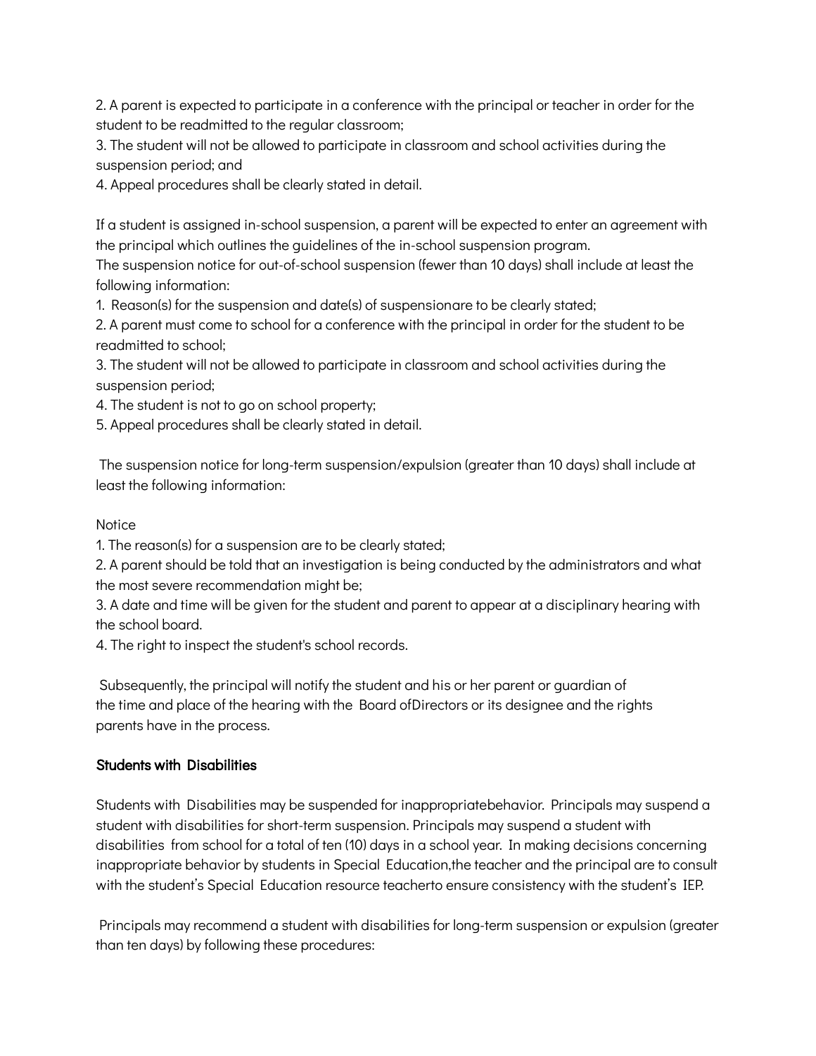2. A parent is expected to participate in a conference with the principal or teacher in order for the student to be readmitted to the regular classroom;
3. The student will not be allowed to participate in classroom and school activities during the suspension period; and
4. Appeal procedures shall be clearly stated in detail.

If a student is assigned in-school suspension, a parent will be expected to enter an agreement with the principal which outlines the guidelines of the in-school suspension program.
The suspension notice for out-of-school suspension (fewer than 10 days) shall include at least the following information:

1. Reason(s) for the suspension and date(s) of suspensionare to be clearly stated;
2. A parent must come to school for a conference with the principal in order for the student to be readmitted to school;
3. The student will not be allowed to participate in classroom and school activities during the suspension period;
4. The student is not to go on school property;
5. Appeal procedures shall be clearly stated in detail.

The suspension notice for long-term suspension/expulsion (greater than 10 days) shall include at least the following information:

Notice

1. The reason(s) for a suspension are to be clearly stated;
2. A parent should be told that an investigation is being conducted by the administrators and what the most severe recommendation might be;
3. A date and time will be given for the student and parent to appear at a disciplinary hearing with the school board.
4. The right to inspect the student's school records.

Subsequently, the principal will notify the student and his or her parent or guardian of the time and place of the hearing with the Board ofDirectors or its designee and the rights parents have in the process.

### Students with Disabilities

Students with Disabilities may be suspended for inappropriatebehavior. Principals may suspend a student with disabilities for short-term suspension. Principals may suspend a student with disabilities from school for a total of ten (10) days in a school year. In making decisions concerning inappropriate behavior by students in Special Education,the teacher and the principal are to consult with the student's Special Education resource teacherto ensure consistency with the student's IEP.

Principals may recommend a student with disabilities for long-term suspension or expulsion (greater than ten days) by following these procedures: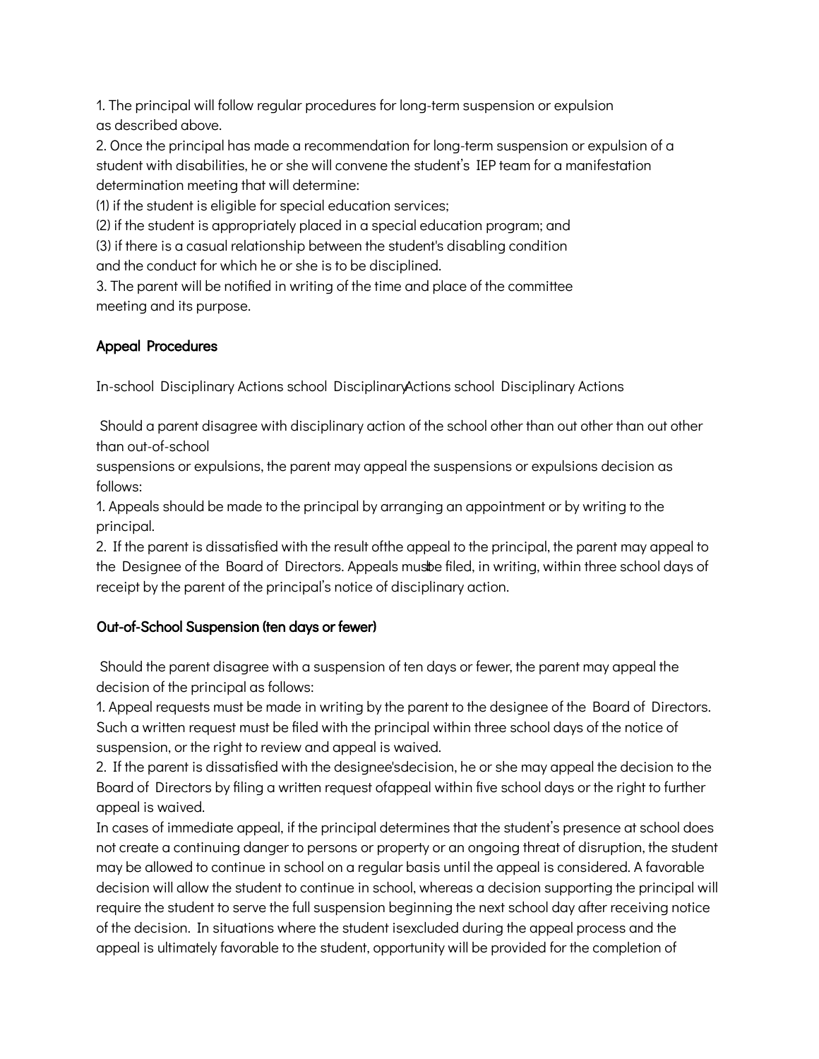1. The principal will follow regular procedures for long-term suspension or expulsion as described above.
2. Once the principal has made a recommendation for long-term suspension or expulsion of a student with disabilities, he or she will convene the student's IEP team for a manifestation determination meeting that will determine:
(1) if the student is eligible for special education services;
(2) if the student is appropriately placed in a special education program; and
(3) if there is a casual relationship between the student's disabling condition and the conduct for which he or she is to be disciplined.
3. The parent will be notified in writing of the time and place of the committee meeting and its purpose.

### Appeal Procedures

In-school Disciplinary Actions school DisciplinaryActions school Disciplinary Actions

Should a parent disagree with disciplinary action of the school other than out other than out other than out-of-school suspensions or expulsions, the parent may appeal the suspensions or expulsions decision as follows:

1. Appeals should be made to the principal by arranging an appointment or by writing to the principal.
2. If the parent is dissatisfied with the result ofthe appeal to the principal, the parent may appeal to the Designee of the Board of Directors. Appeals musbe filed, in writing, within three school days of receipt by the parent of the principal's notice of disciplinary action.

### Out-of-School Suspension (ten days or fewer)

Should the parent disagree with a suspension of ten days or fewer, the parent may appeal the decision of the principal as follows:

1. Appeal requests must be made in writing by the parent to the designee of the Board of Directors. Such a written request must be filed with the principal within three school days of the notice of suspension, or the right to review and appeal is waived.
2. If the parent is dissatisfied with the designee'sdecision, he or she may appeal the decision to the Board of Directors by filing a written request ofappeal within five school days or the right to further appeal is waived.

In cases of immediate appeal, if the principal determines that the student's presence at school does not create a continuing danger to persons or property or an ongoing threat of disruption, the student may be allowed to continue in school on a regular basis until the appeal is considered. A favorable decision will allow the student to continue in school, whereas a decision supporting the principal will require the student to serve the full suspension beginning the next school day after receiving notice of the decision. In situations where the student isexcluded during the appeal process and the appeal is ultimately favorable to the student, opportunity will be provided for the completion of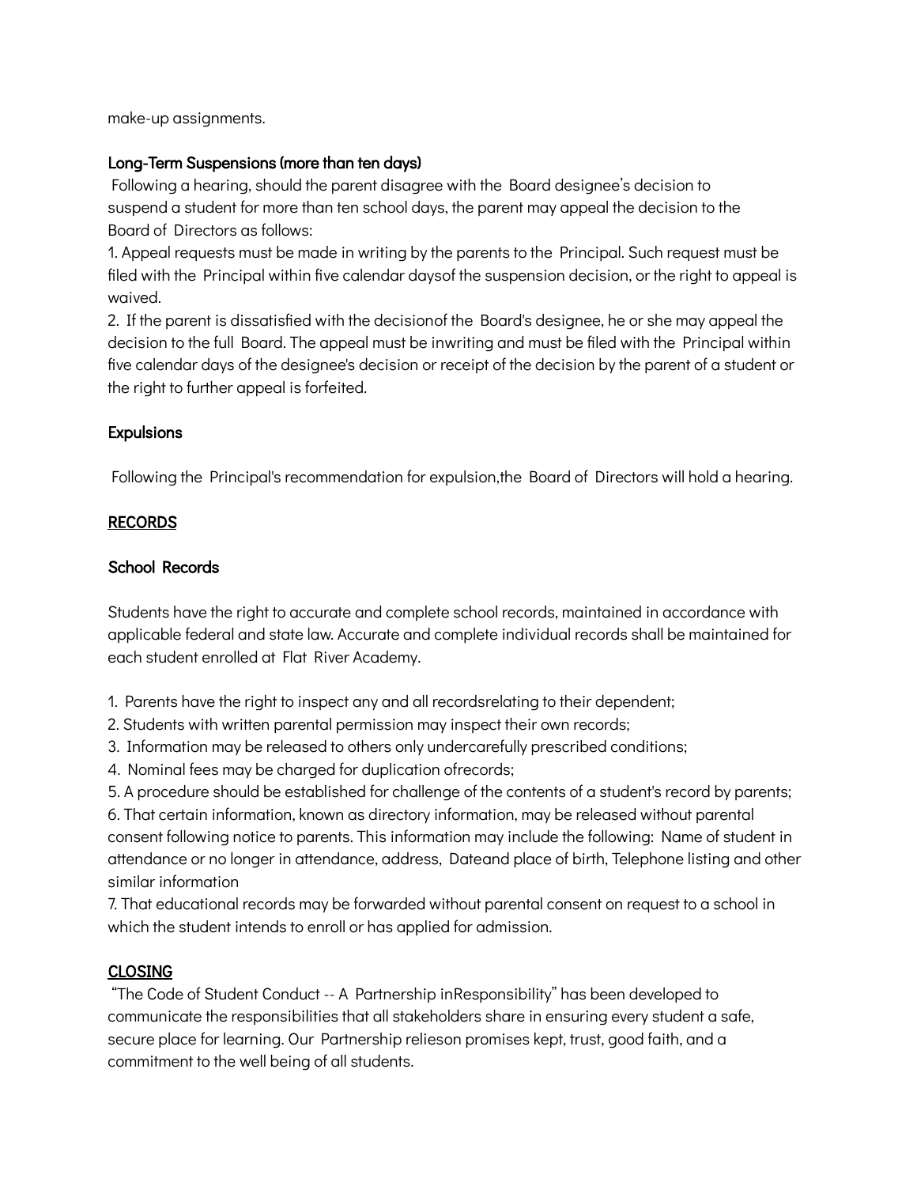make-up assignments.

### Long-Term Suspensions (more than ten days)

Following a hearing, should the parent disagree with the Board designee's decision to suspend a student for more than ten school days, the parent may appeal the decision to the Board of Directors as follows:

1. Appeal requests must be made in writing by the parents to the Principal. Such request must be filed with the Principal within five calendar daysof the suspension decision, or the right to appeal is waived.
2. If the parent is dissatisfied with the decisionof the Board's designee, he or she may appeal the decision to the full Board. The appeal must be inwriting and must be filed with the Principal within five calendar days of the designee's decision or receipt of the decision by the parent of a student or the right to further appeal is forfeited.

### Expulsions

Following the Principal's recommendation for expulsion,the Board of Directors will hold a hearing.

## RECORDS

### School Records

Students have the right to accurate and complete school records, maintained in accordance with applicable federal and state law. Accurate and complete individual records shall be maintained for each student enrolled at Flat River Academy.

1. Parents have the right to inspect any and all recordsrelating to their dependent;
2. Students with written parental permission may inspect their own records;
3. Information may be released to others only undercarefully prescribed conditions;
4. Nominal fees may be charged for duplication ofrecords;
5. A procedure should be established for challenge of the contents of a student's record by parents;
6. That certain information, known as directory information, may be released without parental consent following notice to parents. This information may include the following: Name of student in attendance or no longer in attendance, address, Dateand place of birth, Telephone listing and other similar information
7. That educational records may be forwarded without parental consent on request to a school in which the student intends to enroll or has applied for admission.

## CLOSING

"The Code of Student Conduct -- A Partnership inResponsibility" has been developed to communicate the responsibilities that all stakeholders share in ensuring every student a safe, secure place for learning. Our Partnership relieson promises kept, trust, good faith, and a commitment to the well being of all students.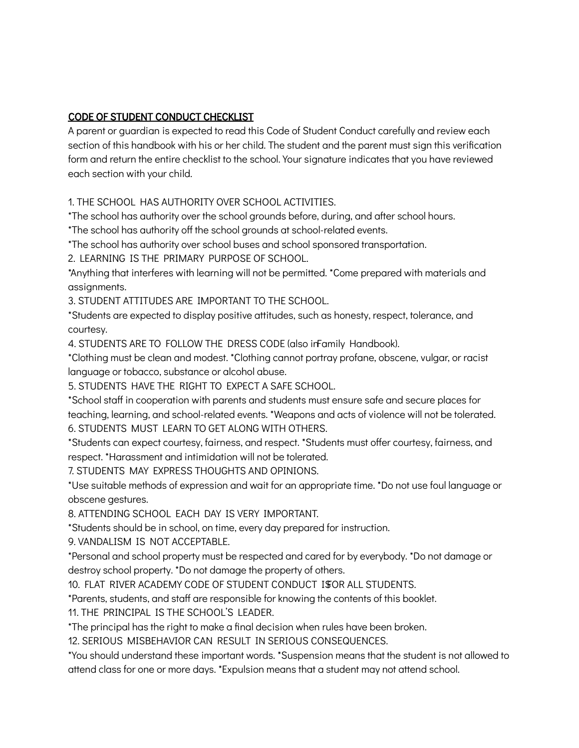## CODE OF STUDENT CONDUCT CHECKLIST

A parent or guardian is expected to read this Code of Student Conduct carefully and review each section of this handbook with his or her child. The student and the parent must sign this verification form and return the entire checklist to the school. Your signature indicates that you have reviewed each section with your child.

1. THE SCHOOL HAS AUTHORITY OVER SCHOOL ACTIVITIES.

*The school has authority over the school grounds before, during, and after school hours.

*The school has authority off the school grounds at school-related events.

*The school has authority over school buses and school sponsored transportation.

2. LEARNING IS THE PRIMARY PURPOSE OF SCHOOL.

*Anything that interferes with learning will not be permitted. *Come prepared with materials and assignments.

3. STUDENT ATTITUDES ARE IMPORTANT TO THE SCHOOL.

*Students are expected to display positive attitudes, such as honesty, respect, tolerance, and courtesy.

4. STUDENTS ARE TO FOLLOW THE DRESS CODE (also in Family Handbook).

*Clothing must be clean and modest. *Clothing cannot portray profane, obscene, vulgar, or racist language or tobacco, substance or alcohol abuse.

5. STUDENTS HAVE THE RIGHT TO EXPECT A SAFE SCHOOL.

*School staff in cooperation with parents and students must ensure safe and secure places for teaching, learning, and school-related events. *Weapons and acts of violence will not be tolerated.

6. STUDENTS MUST LEARN TO GET ALONG WITH OTHERS.

*Students can expect courtesy, fairness, and respect. *Students must offer courtesy, fairness, and respect. *Harassment and intimidation will not be tolerated.

7. STUDENTS MAY EXPRESS THOUGHTS AND OPINIONS.

*Use suitable methods of expression and wait for an appropriate time. *Do not use foul language or obscene gestures.

8. ATTENDING SCHOOL EACH DAY IS VERY IMPORTANT.

*Students should be in school, on time, every day prepared for instruction.

9. VANDALISM IS NOT ACCEPTABLE.

*Personal and school property must be respected and cared for by everybody. *Do not damage or destroy school property. *Do not damage the property of others.

10. FLAT RIVER ACADEMY CODE OF STUDENT CONDUCT IS FOR ALL STUDENTS.

*Parents, students, and staff are responsible for knowing the contents of this booklet.

11. THE PRINCIPAL IS THE SCHOOL'S LEADER.

*The principal has the right to make a final decision when rules have been broken.

12. SERIOUS MISBEHAVIOR CAN RESULT IN SERIOUS CONSEQUENCES.

*You should understand these important words. *Suspension means that the student is not allowed to attend class for one or more days. *Expulsion means that a student may not attend school.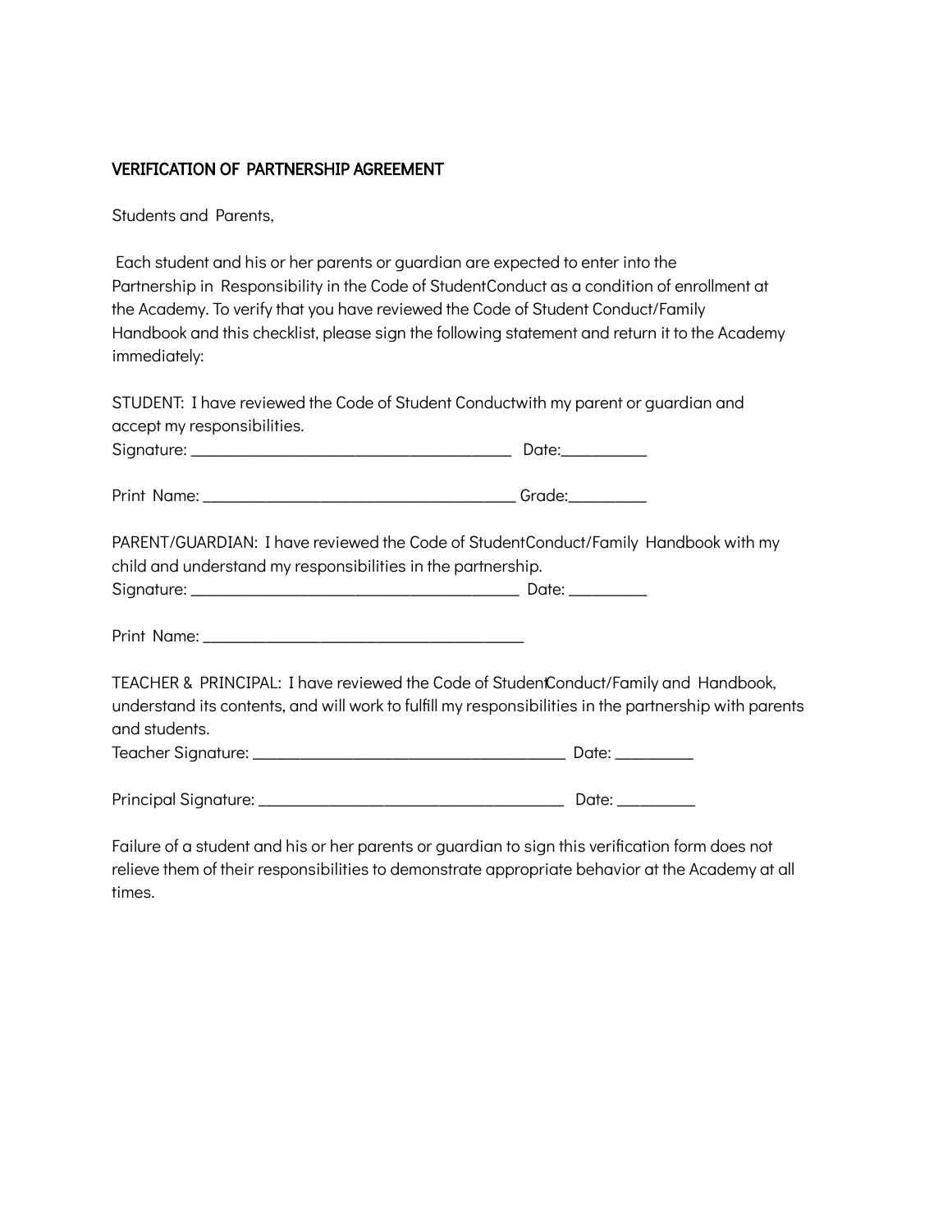## VERIFICATION OF PARTNERSHIP AGREEMENT

Students and Parents,

Each student and his or her parents or guardian are expected to enter into the Partnership in Responsibility in the Code of StudentConduct as a condition of enrollment at the Academy. To verify that you have reviewed the Code of Student Conduct/Family Handbook and this checklist, please sign the following statement and return it to the Academy immediately:

STUDENT: I have reviewed the Code of Student Conductwith my parent or guardian and accept my responsibilities.
Signature: ______________________________________ Date:__________

Print Name: ______________________________________ Grade:_________

PARENT/GUARDIAN: I have reviewed the Code of StudentConduct/Family Handbook with my child and understand my responsibilities in the partnership.
Signature: ______________________________________ Date: _________

Print Name: ______________________________________

TEACHER & PRINCIPAL: I have reviewed the Code of StudentConduct/Family and Handbook, understand its contents, and will work to fulfill my responsibilities in the partnership with parents and students.
Teacher Signature: ____________________________________ Date: _________

Principal Signature: ____________________________________ Date: _________

Failure of a student and his or her parents or guardian to sign this verification form does not relieve them of their responsibilities to demonstrate appropriate behavior at the Academy at all times.